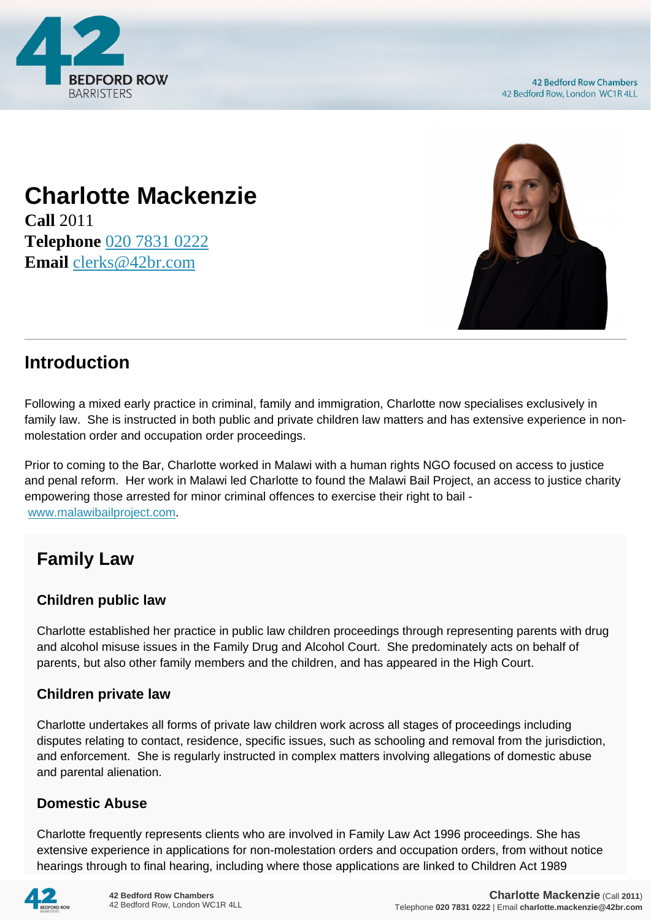# Charlotte Mackenzie

**Call** 2011
**Telephone** 020 7831 0222
**Email** clerks@42br.com

## Introduction

Following a mixed early practice in criminal, family and immigration, Charlotte now specialises exclusively in family law. She is instructed in both public and private children law matters and has extensive experience in non-molestation order and occupation order proceedings.

Prior to coming to the Bar, Charlotte worked in Malawi with a human rights NGO focused on access to justice and penal reform. Her work in Malawi led Charlotte to found the Malawi Bail Project, an access to justice charity empowering those arrested for minor criminal offences to exercise their right to bail - www.malawibailproject.com.

## Family Law

### Children public law

Charlotte established her practice in public law children proceedings through representing parents with drug and alcohol misuse issues in the Family Drug and Alcohol Court. She predominately acts on behalf of parents, but also other family members and the children, and has appeared in the High Court.

### Children private law

Charlotte undertakes all forms of private law children work across all stages of proceedings including disputes relating to contact, residence, specific issues, such as schooling and removal from the jurisdiction, and enforcement. She is regularly instructed in complex matters involving allegations of domestic abuse and parental alienation.

### Domestic Abuse

Charlotte frequently represents clients who are involved in Family Law Act 1996 proceedings. She has extensive experience in applications for non-molestation orders and occupation orders, from without notice hearings through to final hearing, including where those applications are linked to Children Act 1989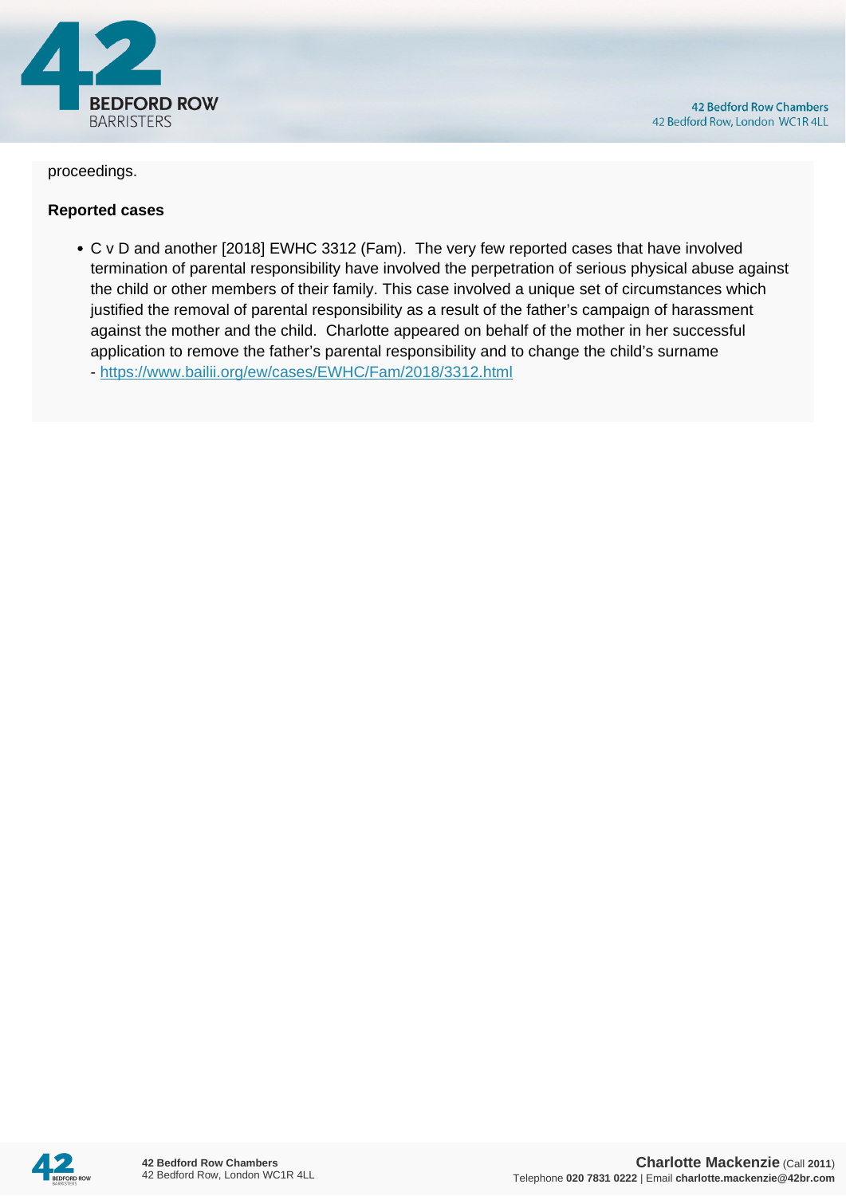proceedings.

**Reported cases**

- C v D and another [2018] EWHC 3312 (Fam). The very few reported cases that have involved termination of parental responsibility have involved the perpetration of serious physical abuse against the child or other members of their family. This case involved a unique set of circumstances which justified the removal of parental responsibility as a result of the father's campaign of harassment against the mother and the child. Charlotte appeared on behalf of the mother in her successful application to remove the father's parental responsibility and to change the child's surname - https://www.bailii.org/ew/cases/EWHC/Fam/2018/3312.html